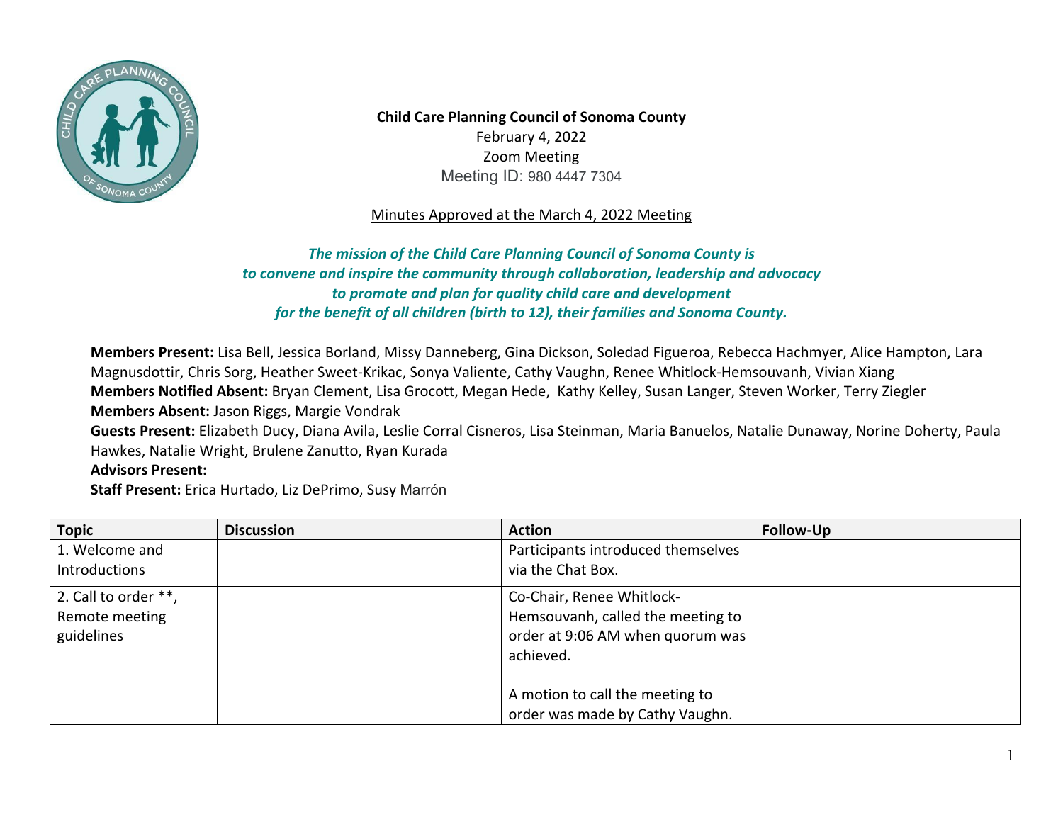**Child Care Planning Council of Sonoma County**
February 4, 2022
Zoom Meeting
Meeting ID: 980 4447 7304

Minutes Approved at the March 4, 2022 Meeting

***The mission of the Child Care Planning Council of Sonoma County is to convene and inspire the community through collaboration, leadership and advocacy to promote and plan for quality child care and development for the benefit of all children (birth to 12), their families and Sonoma County.***

**Members Present:** Lisa Bell, Jessica Borland, Missy Danneberg, Gina Dickson, Soledad Figueroa, Rebecca Hachmyer, Alice Hampton, Lara Magnusdottir, Chris Sorg, Heather Sweet-Krikac, Sonya Valiente, Cathy Vaughn, Renee Whitlock-Hemsouvanh, Vivian Xiang
**Members Notified Absent:** Bryan Clement, Lisa Grocott, Megan Hede, Kathy Kelley, Susan Langer, Steven Worker, Terry Ziegler
**Members Absent:** Jason Riggs, Margie Vondrak
**Guests Present:** Elizabeth Ducy, Diana Avila, Leslie Corral Cisneros, Lisa Steinman, Maria Banuelos, Natalie Dunaway, Norine Doherty, Paula Hawkes, Natalie Wright, Brulene Zanutto, Ryan Kurada
**Advisors Present:**
**Staff Present:** Erica Hurtado, Liz DePrimo, Susy Marrón

| Topic | Discussion | Action | Follow-Up |
| --- | --- | --- | --- |
| 1. Welcome and Introductions | | Participants introduced themselves via the Chat Box. | |
| 2. Call to order **, Remote meeting guidelines | | Co-Chair, Renee Whitlock-Hemsouvanh, called the meeting to order at 9:06 AM when quorum was achieved.<br><br>A motion to call the meeting to order was made by Cathy Vaughn. | |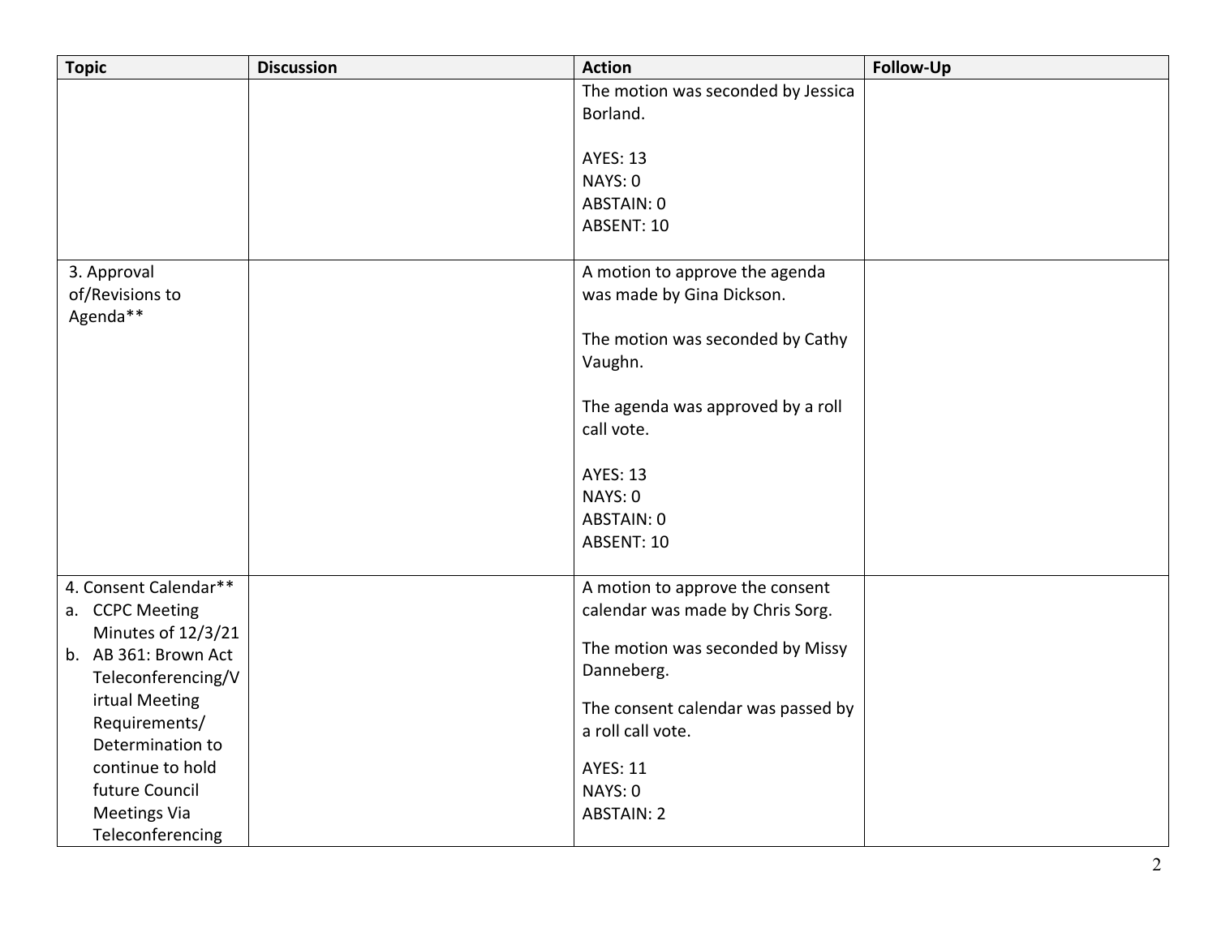| Topic | Discussion | Action | Follow-Up |
| --- | --- | --- | --- |
| | | The motion was seconded by Jessica Borland.<br><br>AYES: 13<br>NAYS: 0<br>ABSTAIN: 0<br>ABSENT: 10 | |
| 3. Approval of/Revisions to Agenda** | | A motion to approve the agenda was made by Gina Dickson.<br><br>The motion was seconded by Cathy Vaughn.<br><br>The agenda was approved by a roll call vote.<br><br>AYES: 13<br>NAYS: 0<br>ABSTAIN: 0<br>ABSENT: 10 | |
| 4. Consent Calendar**<br>a. CCPC Meeting Minutes of 12/3/21<br>b. AB 361: Brown Act Teleconferencing/Virtual Meeting Requirements/ Determination to continue to hold future Council Meetings Via Teleconferencing | | A motion to approve the consent calendar was made by Chris Sorg.<br><br>The motion was seconded by Missy Danneberg.<br><br>The consent calendar was passed by a roll call vote.<br><br>AYES: 11<br>NAYS: 0<br>ABSTAIN: 2 | |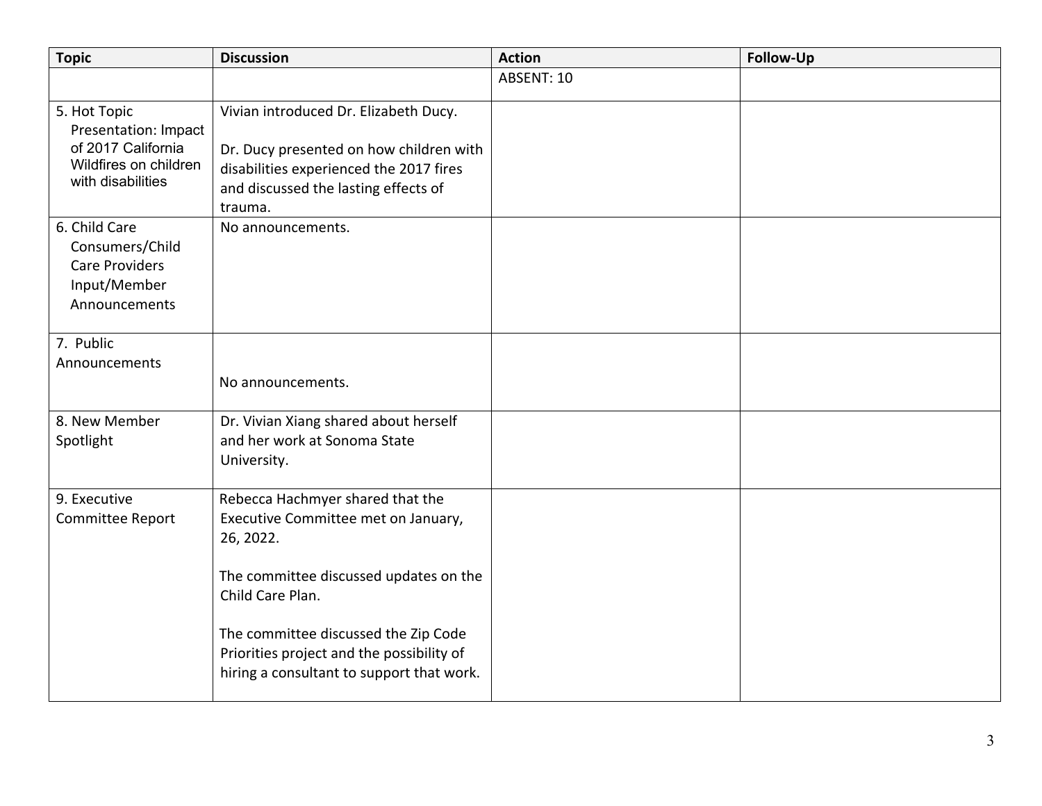| Topic | Discussion | Action | Follow-Up |
|---|---|---|---|
| | | ABSENT: 10 | |
| 5. Hot Topic Presentation: Impact of 2017 California Wildfires on children with disabilities | Vivian introduced Dr. Elizabeth Ducy.<br><br>Dr. Ducy presented on how children with disabilities experienced the 2017 fires and discussed the lasting effects of trauma. | | |
| 6. Child Care Consumers/Child Care Providers Input/Member Announcements | No announcements. | | |
| 7. Public Announcements | No announcements. | | |
| 8. New Member Spotlight | Dr. Vivian Xiang shared about herself and her work at Sonoma State University. | | |
| 9. Executive Committee Report | Rebecca Hachmyer shared that the Executive Committee met on January, 26, 2022.<br><br>The committee discussed updates on the Child Care Plan.<br><br>The committee discussed the Zip Code Priorities project and the possibility of hiring a consultant to support that work. | | |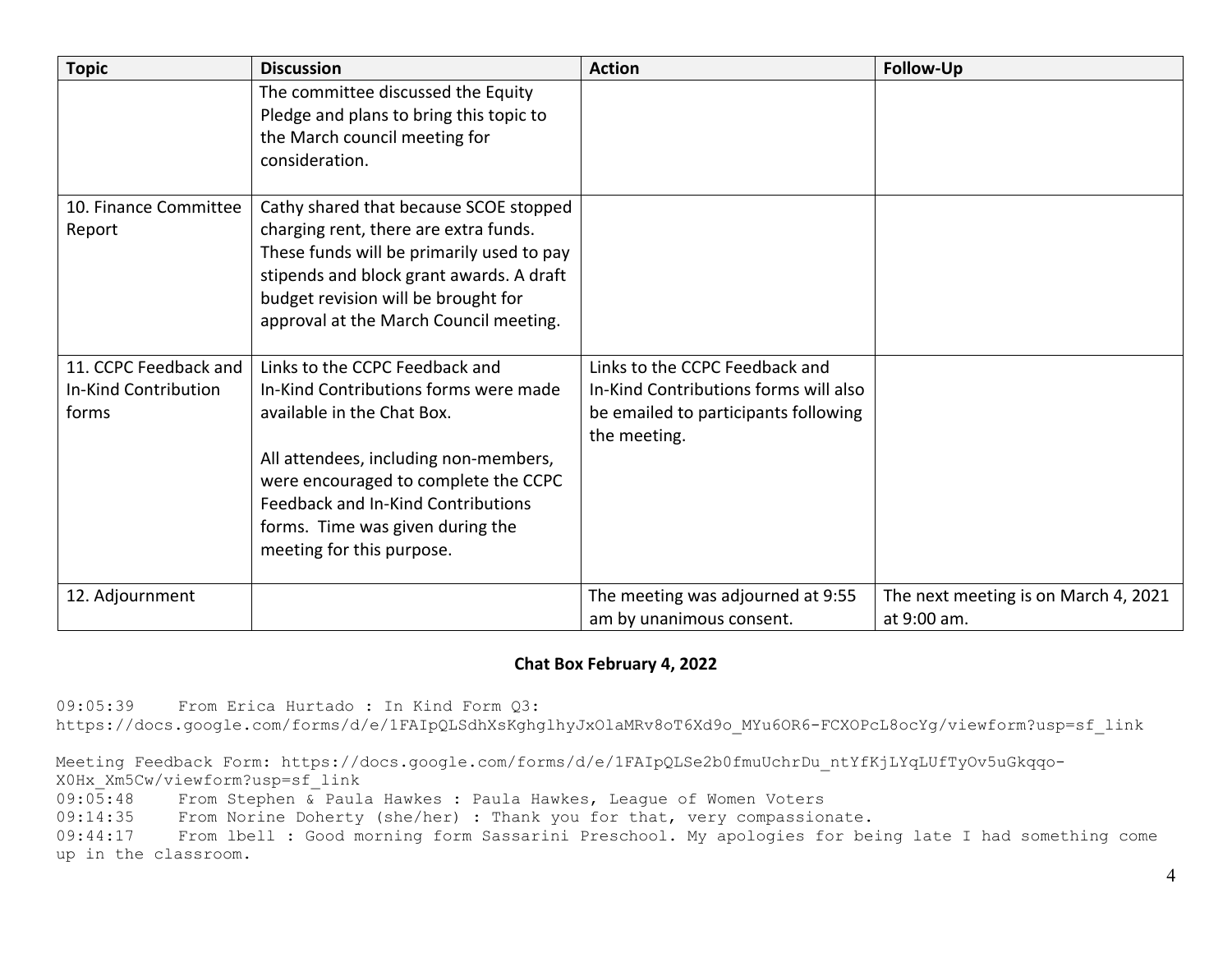| Topic | Discussion | Action | Follow-Up |
|---|---|---|---|
| | The committee discussed the Equity Pledge and plans to bring this topic to the March council meeting for consideration. | | |
| 10. Finance Committee Report | Cathy shared that because SCOE stopped charging rent, there are extra funds. These funds will be primarily used to pay stipends and block grant awards. A draft budget revision will be brought for approval at the March Council meeting. | | |
| 11. CCPC Feedback and In-Kind Contribution forms | Links to the CCPC Feedback and In-Kind Contributions forms were made available in the Chat Box.<br><br>All attendees, including non-members, were encouraged to complete the CCPC Feedback and In-Kind Contributions forms. Time was given during the meeting for this purpose. | Links to the CCPC Feedback and In-Kind Contributions forms will also be emailed to participants following the meeting. | |
| 12. Adjournment | | The meeting was adjourned at 9:55 am by unanimous consent. | The next meeting is on March 4, 2021 at 9:00 am. |

**Chat Box February 4, 2022**

09:05:39 From Erica Hurtado : In Kind Form Q3: https://docs.google.com/forms/d/e/1FAIpQLSdhXsKghglhyJxOlaMRv8oT6Xd9o_MYu6OR6-FCXOPcL8ocYg/viewform?usp=sf_link

Meeting Feedback Form: https://docs.google.com/forms/d/e/1FAIpQLSe2b0fmuUchrDu_ntYfKjLYqLUfTyOv5uGkqqo-X0Hx_Xm5Cw/viewform?usp=sf_link

09:05:48 From Stephen & Paula Hawkes : Paula Hawkes, League of Women Voters

09:14:35 From Norine Doherty (she/her) : Thank you for that, very compassionate.

09:44:17 From lbell : Good morning form Sassarini Preschool. My apologies for being late I had something come up in the classroom.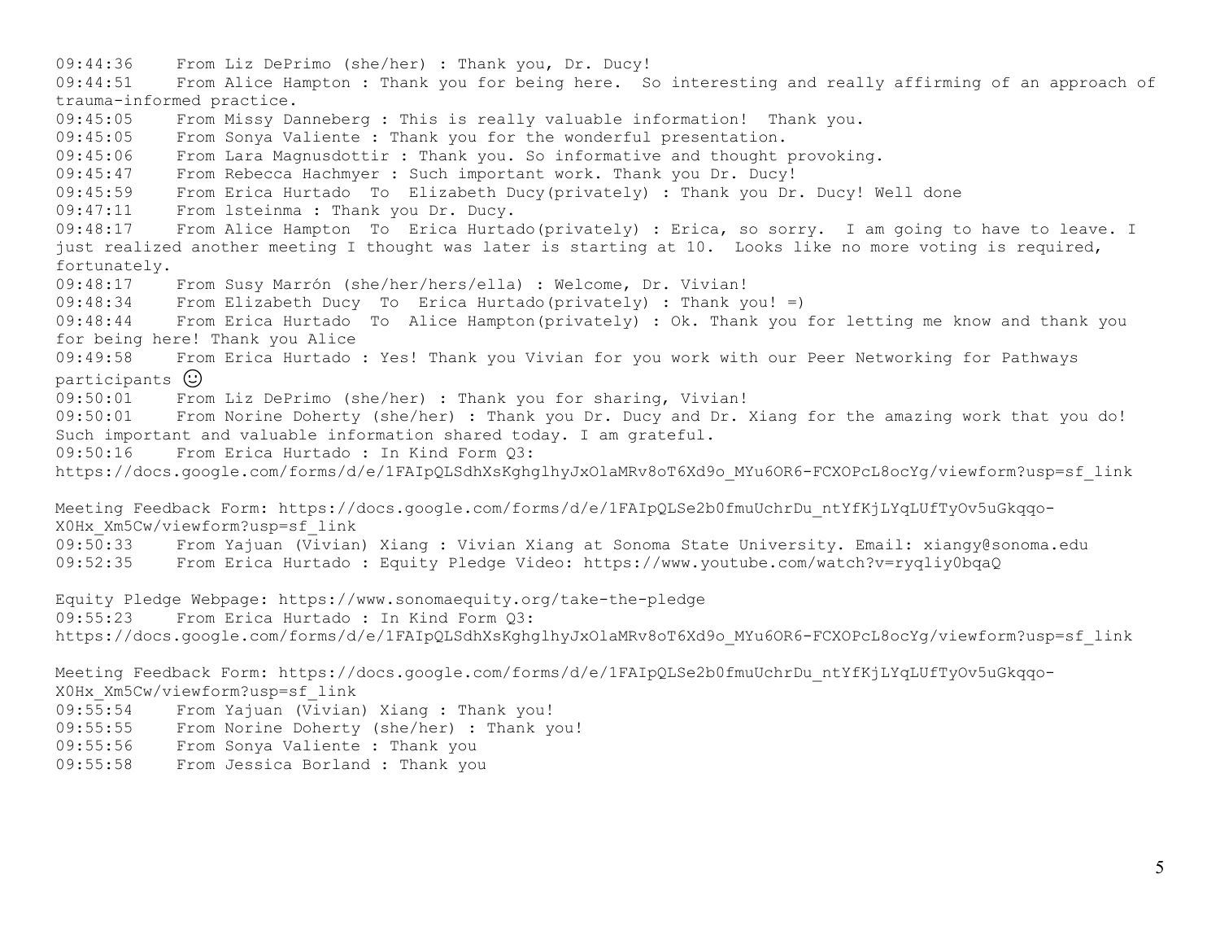09:44:36	From Liz DePrimo (she/her) : Thank you, Dr. Ducy!
09:44:51	From Alice Hampton : Thank you for being here.  So interesting and really affirming of an approach of trauma-informed practice.
09:45:05	From Missy Danneberg : This is really valuable information!  Thank you.
09:45:05	From Sonya Valiente : Thank you for the wonderful presentation.
09:45:06	From Lara Magnusdottir : Thank you. So informative and thought provoking.
09:45:47	From Rebecca Hachmyer : Such important work. Thank you Dr. Ducy!
09:45:59	From Erica Hurtado  To  Elizabeth Ducy(privately) : Thank you Dr. Ducy! Well done
09:47:11	From lsteinma : Thank you Dr. Ducy.
09:48:17	From Alice Hampton  To  Erica Hurtado(privately) : Erica, so sorry.  I am going to have to leave. I just realized another meeting I thought was later is starting at 10.  Looks like no more voting is required, fortunately.
09:48:17	From Susy Marrón (she/her/hers/ella) : Welcome, Dr. Vivian!
09:48:34	From Elizabeth Ducy  To  Erica Hurtado(privately) : Thank you! =)
09:48:44	From Erica Hurtado  To  Alice Hampton(privately) : Ok. Thank you for letting me know and thank you for being here! Thank you Alice
09:49:58	From Erica Hurtado : Yes! Thank you Vivian for you work with our Peer Networking for Pathways participants ☺
09:50:01	From Liz DePrimo (she/her) : Thank you for sharing, Vivian!
09:50:01	From Norine Doherty (she/her) : Thank you Dr. Ducy and Dr. Xiang for the amazing work that you do! Such important and valuable information shared today. I am grateful.
09:50:16	From Erica Hurtado : In Kind Form Q3:
https://docs.google.com/forms/d/e/1FAIpQLSdhXsKghglhyJxOlaMRv8oT6Xd9o_MYu6OR6-FCXOPcL8ocYg/viewform?usp=sf_link

Meeting Feedback Form: https://docs.google.com/forms/d/e/1FAIpQLSe2b0fmuUchrDu_ntYfKjLYqLUfTyOv5uGkqqo-X0Hx_Xm5Cw/viewform?usp=sf_link
09:50:33	From Yajuan (Vivian) Xiang : Vivian Xiang at Sonoma State University. Email: xiangy@sonoma.edu
09:52:35	From Erica Hurtado : Equity Pledge Video: https://www.youtube.com/watch?v=ryqliy0bqaQ

Equity Pledge Webpage: https://www.sonomaequity.org/take-the-pledge
09:55:23	From Erica Hurtado : In Kind Form Q3:
https://docs.google.com/forms/d/e/1FAIpQLSdhXsKghglhyJxOlaMRv8oT6Xd9o_MYu6OR6-FCXOPcL8ocYg/viewform?usp=sf_link

Meeting Feedback Form: https://docs.google.com/forms/d/e/1FAIpQLSe2b0fmuUchrDu_ntYfKjLYqLUfTyOv5uGkqqo-X0Hx_Xm5Cw/viewform?usp=sf_link
09:55:54	From Yajuan (Vivian) Xiang : Thank you!
09:55:55	From Norine Doherty (she/her) : Thank you!
09:55:56	From Sonya Valiente : Thank you
09:55:58	From Jessica Borland : Thank you